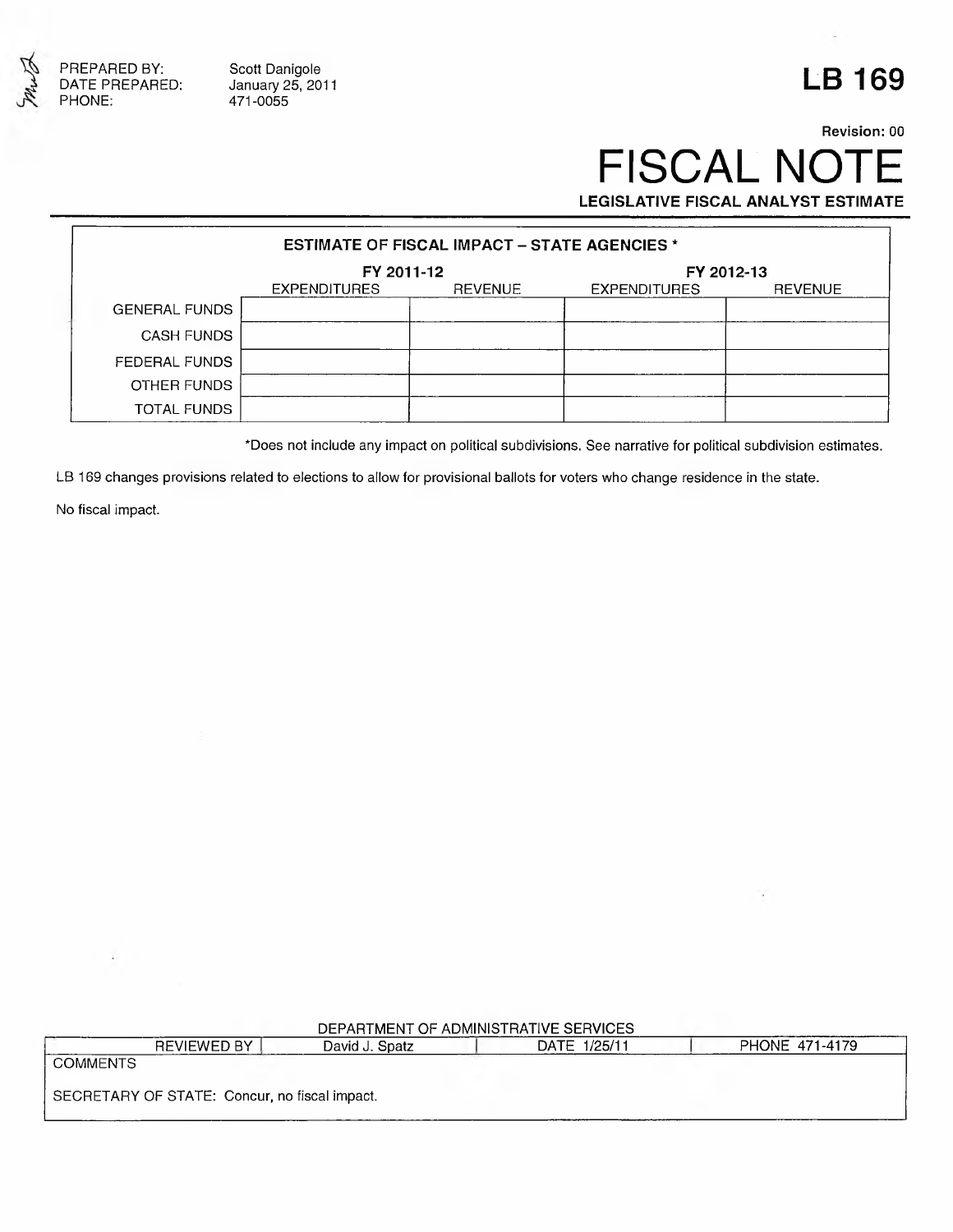PREPARED BY: Scott Danigole
DATE PREPARED: January 25, 2011
PHONE: 471-0055

# LB 169

**Revision: 00**

# FISCAL NOTE

**LEGISLATIVE FISCAL ANALYST ESTIMATE**

| ESTIMATE OF FISCAL IMPACT – STATE AGENCIES * | | | | |
|---|---|---|---|---|
| | FY 2011-12 | | FY 2012-13 | |
| | EXPENDITURES | REVENUE | EXPENDITURES | REVENUE |
| GENERAL FUNDS | | | | |
| CASH FUNDS | | | | |
| FEDERAL FUNDS | | | | |
| OTHER FUNDS | | | | |
| TOTAL FUNDS | | | | |

*Does not include any impact on political subdivisions. See narrative for political subdivision estimates.

LB 169 changes provisions related to elections to allow for provisional ballots for voters who change residence in the state.

No fiscal impact.

DEPARTMENT OF ADMINISTRATIVE SERVICES

| REVIEWED BY | David J. Spatz | DATE 1/25/11 | PHONE 471-4179 |
|---|---|---|---|
| COMMENTS | | | |
| SECRETARY OF STATE: Concur, no fiscal impact. | | | |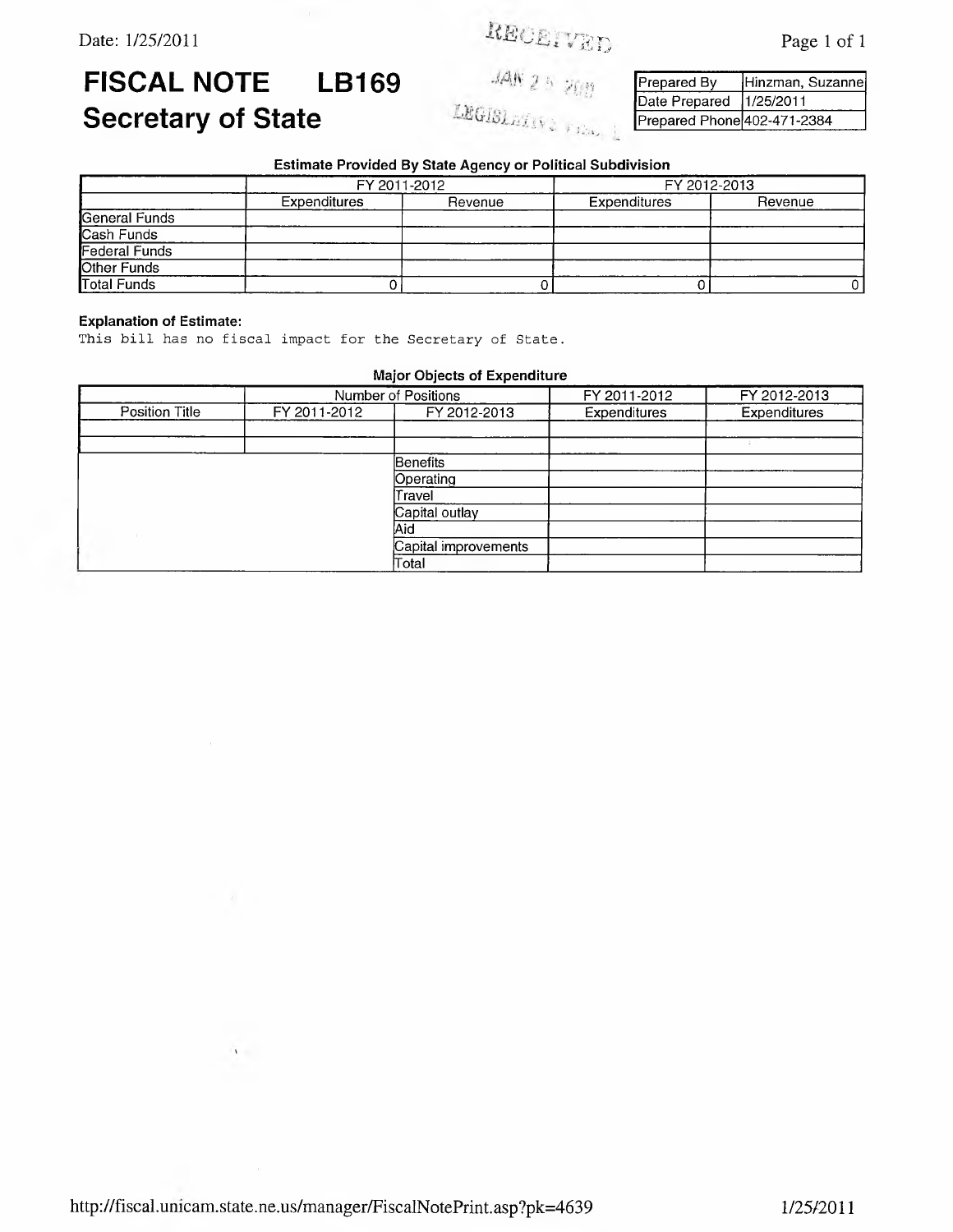# FISCAL NOTE LB169

# Secretary of State

| | |
|---|---|
| Prepared By | Hinzman, Suzanne |
| Date Prepared | 1/25/2011 |
| Prepared Phone | 402-471-2384 |

### Estimate Provided By State Agency or Political Subdivision

| | FY 2011-2012 | | FY 2012-2013 | |
|---|---|---|---|---|
| | Expenditures | Revenue | Expenditures | Revenue |
| General Funds | | | | |
| Cash Funds | | | | |
| Federal Funds | | | | |
| Other Funds | | | | |
| Total Funds | 0 | 0 | 0 | 0 |

**Explanation of Estimate:**

This bill has no fiscal impact for the Secretary of State.

### Major Objects of Expenditure

| | Number of Positions | | FY 2011-2012 | FY 2012-2013 |
|---|---|---|---|---|
| Position Title | FY 2011-2012 | FY 2012-2013 | Expenditures | Expenditures |
| | | | | |
| | | | | |
| | | Benefits | | |
| | | Operating | | |
| | | Travel | | |
| | | Capital outlay | | |
| | | Aid | | |
| | | Capital improvements | | |
| | | Total | | |